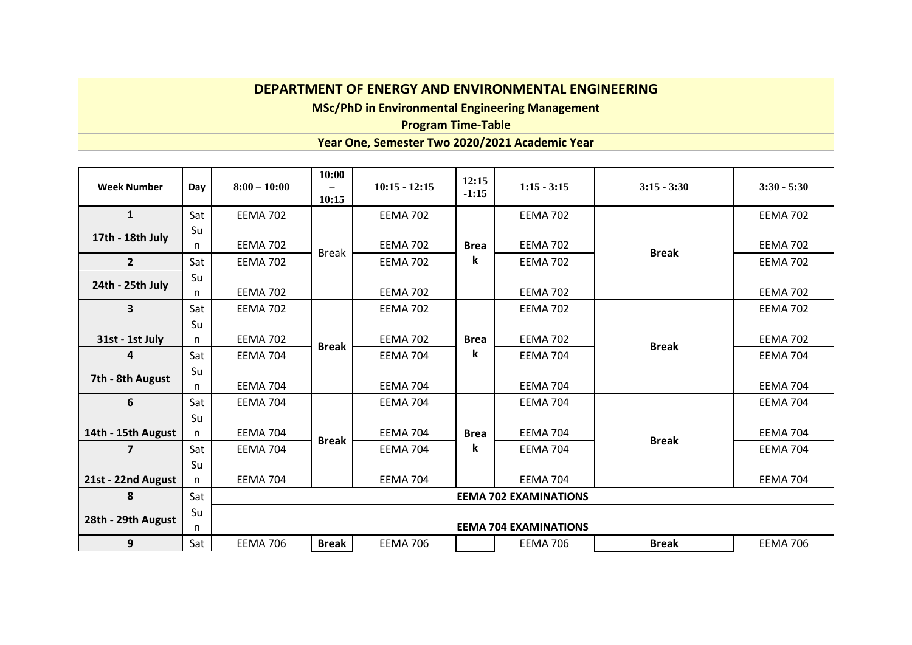# DEPARTMENT OF ENERGY AND ENVIRONMENTAL ENGINEERING

## MSc/PhD in Environmental Engineering Management

### Program Time-Table

### Year One, Semester Two 2020/2021 Academic Year

| Week Number | Day | 8:00 – 10:00 | 10:00 – 10:15 | 10:15 - 12:15 | 12:15 -1:15 | 1:15 - 3:15 | 3:15 - 3:30 | 3:30 - 5:30 |
|---|---|---|---|---|---|---|---|---|
| **1** | Sat | EEMA 702 | Break | EEMA 702 | **Break** | EEMA 702 | **Break** | EEMA 702 |
| **17th - 18th July** | Sun | EEMA 702 | | EEMA 702 | | EEMA 702 | | EEMA 702 |
| **2** | Sat | EEMA 702 | | EEMA 702 | | EEMA 702 | | EEMA 702 |
| **24th - 25th July** | Sun | EEMA 702 | | EEMA 702 | | EEMA 702 | | EEMA 702 |
| **3** | Sat | EEMA 702 | **Break** | EEMA 702 | **Break** | EEMA 702 | **Break** | EEMA 702 |
| **31st - 1st July** | Sun | EEMA 702 | | EEMA 702 | | EEMA 702 | | EEMA 702 |
| **4** | Sat | EEMA 704 | | EEMA 704 | | EEMA 704 | | EEMA 704 |
| **7th - 8th August** | Sun | EEMA 704 | | EEMA 704 | | EEMA 704 | | EEMA 704 |
| **6** | Sat | EEMA 704 | **Break** | EEMA 704 | **Break** | EEMA 704 | **Break** | EEMA 704 |
| **14th - 15th August** | Sun | EEMA 704 | | EEMA 704 | | EEMA 704 | | EEMA 704 |
| **7** | Sat | EEMA 704 | | EEMA 704 | | EEMA 704 | | EEMA 704 |
| **21st - 22nd August** | Sun | EEMA 704 | | EEMA 704 | | EEMA 704 | | EEMA 704 |
| **8** | Sat | **EEMA 702 EXAMINATIONS** | | | | | | |
| **28th - 29th August** | Sun | **EEMA 704 EXAMINATIONS** | | | | | | |
| **9** | Sat | EEMA 706 | **Break** | EEMA 706 | | EEMA 706 | **Break** | EEMA 706 |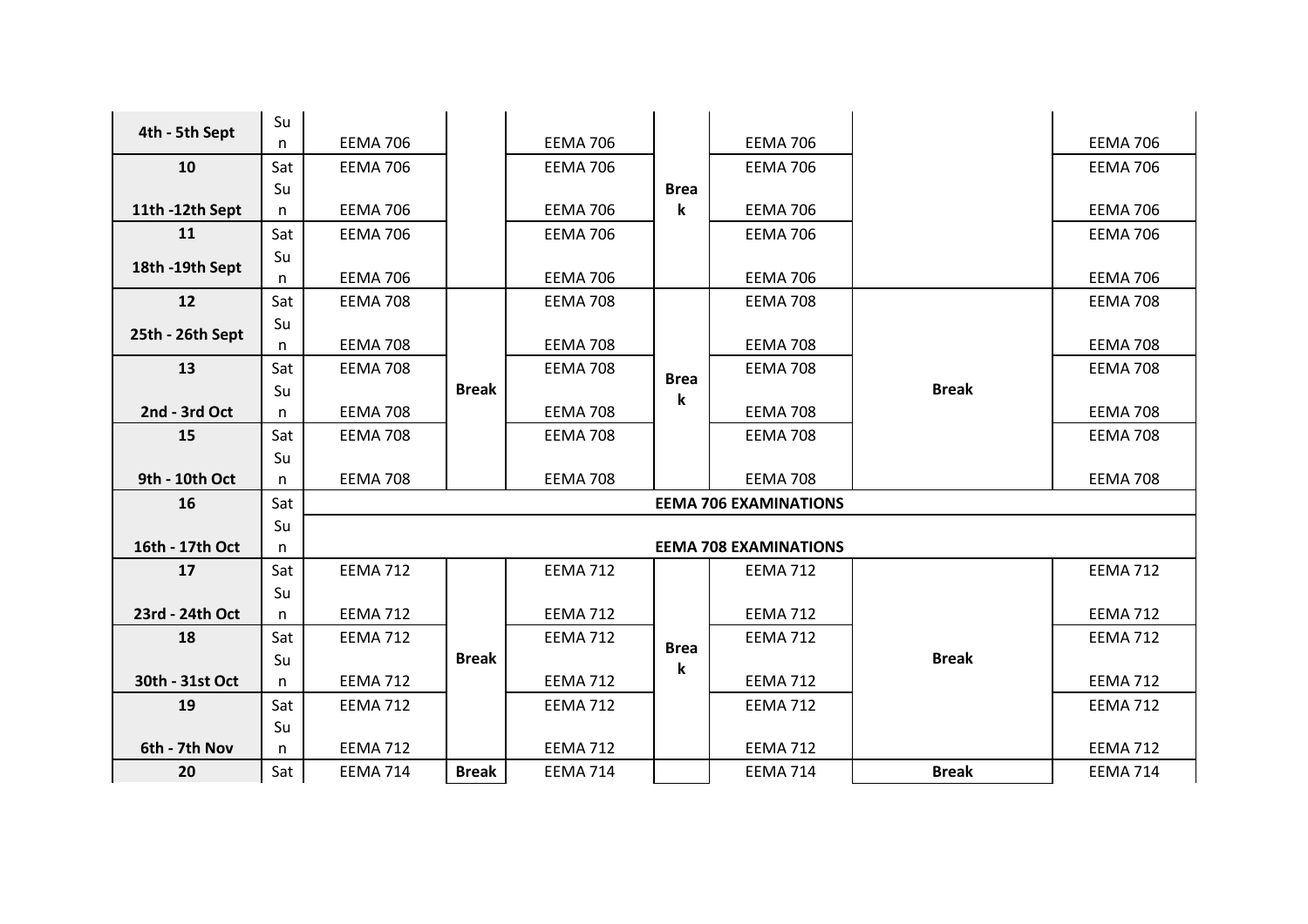| | | | | | | | | |
|---|---|---|---|---|---|---|---|---|
| 4th - 5th Sept | Sun | EEMA 706 | | EEMA 706 | | EEMA 706 | | EEMA 706 |
| 10 | Sat | EEMA 706 | | EEMA 706 | | EEMA 706 | | EEMA 706 |
| 11th -12th Sept | Sun | EEMA 706 | | EEMA 706 | Break | EEMA 706 | | EEMA 706 |
| 11 | Sat | EEMA 706 | | EEMA 706 | | EEMA 706 | | EEMA 706 |
| 18th -19th Sept | Sun | EEMA 706 | | EEMA 706 | | EEMA 706 | | EEMA 706 |
| 12 | Sat | EEMA 708 | | EEMA 708 | | EEMA 708 | | EEMA 708 |
| 25th - 26th Sept | Sun | EEMA 708 | | EEMA 708 | | EEMA 708 | | EEMA 708 |
| 13 | Sat | EEMA 708 | | EEMA 708 | | EEMA 708 | | EEMA 708 |
| 2nd - 3rd Oct | Sun | EEMA 708 | Break | EEMA 708 | Break | EEMA 708 | Break | EEMA 708 |
| 15 | Sat | EEMA 708 | | EEMA 708 | | EEMA 708 | | EEMA 708 |
| 9th - 10th Oct | Sun | EEMA 708 | | EEMA 708 | | EEMA 708 | | EEMA 708 |
| 16 | Sat | EEMA 706 EXAMINATIONS | | | | | | |
| 16th - 17th Oct | Sun | EEMA 708 EXAMINATIONS | | | | | | |
| 17 | Sat | EEMA 712 | | EEMA 712 | | EEMA 712 | | EEMA 712 |
| 23rd - 24th Oct | Sun | EEMA 712 | | EEMA 712 | | EEMA 712 | | EEMA 712 |
| 18 | Sat | EEMA 712 | | EEMA 712 | | EEMA 712 | | EEMA 712 |
| 30th - 31st Oct | Sun | EEMA 712 | Break | EEMA 712 | Break | EEMA 712 | Break | EEMA 712 |
| 19 | Sat | EEMA 712 | | EEMA 712 | | EEMA 712 | | EEMA 712 |
| 6th - 7th Nov | Sun | EEMA 712 | | EEMA 712 | | EEMA 712 | | EEMA 712 |
| 20 | Sat | EEMA 714 | Break | EEMA 714 | | EEMA 714 | Break | EEMA 714 |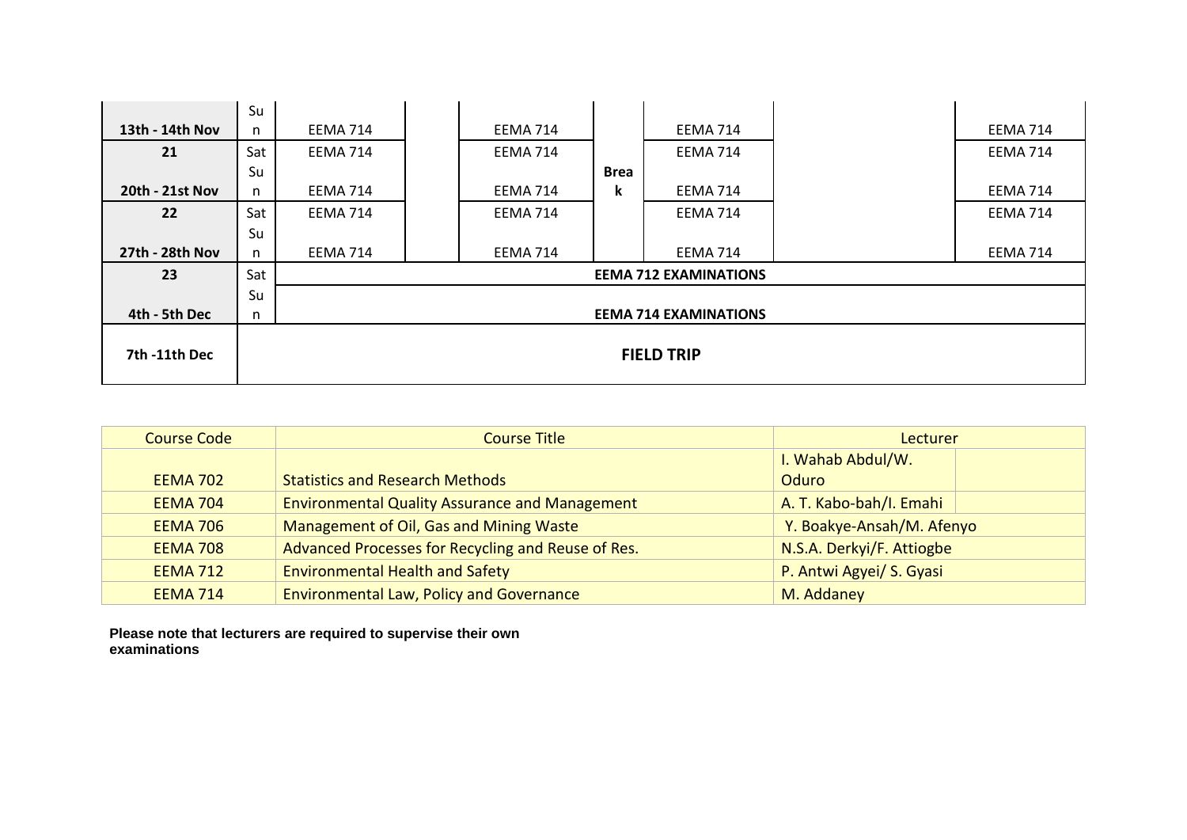| | | | | | | | | |
|---|---|---|---|---|---|---|---|---|
| 13th - 14th Nov | Sun | EEMA 714 | | EEMA 714 | | EEMA 714 | | EEMA 714 |
| 21 | Sat | EEMA 714 | | EEMA 714 | Break | EEMA 714 | | EEMA 714 |
| 20th - 21st Nov | Sun | EEMA 714 | | EEMA 714 | | EEMA 714 | | EEMA 714 |
| 22 | Sat | EEMA 714 | | EEMA 714 | | EEMA 714 | | EEMA 714 |
| 27th - 28th Nov | Sun | EEMA 714 | | EEMA 714 | | EEMA 714 | | EEMA 714 |
| 23 | Sat | **EEMA 712 EXAMINATIONS** | | | | | | |
| 4th - 5th Dec | Sun | **EEMA 714 EXAMINATIONS** | | | | | | |
| 7th -11th Dec | **FIELD TRIP** | | | | | | | |

| Course Code | Course Title | Lecturer |
|---|---|---|
| EEMA 702 | Statistics and Research Methods | I. Wahab Abdul/W. Oduro |
| EEMA 704 | Environmental Quality Assurance and Management | A. T. Kabo-bah/I. Emahi |
| EEMA 706 | Management of Oil, Gas and Mining Waste | Y. Boakye-Ansah/M. Afenyo |
| EEMA 708 | Advanced Processes for Recycling and Reuse of Res. | N.S.A. Derkyi/F. Attiogbe |
| EEMA 712 | Environmental Health and Safety | P. Antwi Agyei/ S. Gyasi |
| EEMA 714 | Environmental Law, Policy and Governance | M. Addaney |

**Please note that lecturers are required to supervise their own examinations**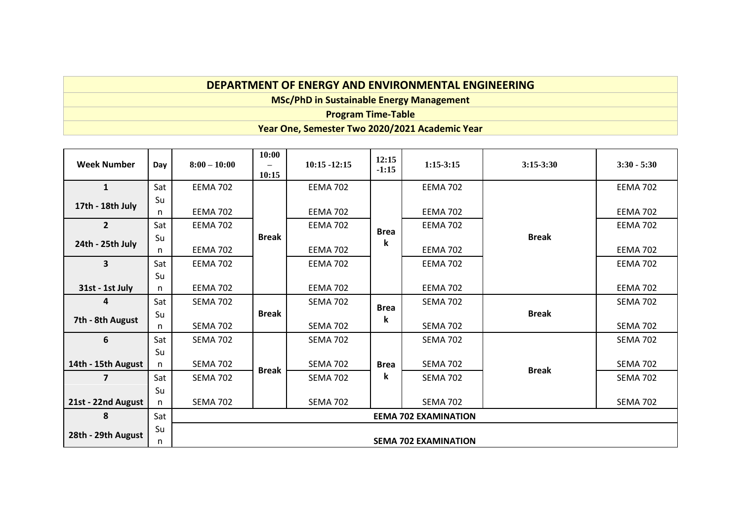**DEPARTMENT OF ENERGY AND ENVIRONMENTAL ENGINEERING**

**MSc/PhD in Sustainable Energy Management**

**Program Time-Table**

**Year One, Semester Two 2020/2021 Academic Year**

| Week Number | Day | 8:00 – 10:00 | 10:00 – 10:15 | 10:15 -12:15 | 12:15 -1:15 | 1:15-3:15 | 3:15-3:30 | 3:30 - 5:30 |
|---|---|---|---|---|---|---|---|---|
| **1** | Sat | EEMA 702 | **Break** | EEMA 702 | **Break** | EEMA 702 | **Break** | EEMA 702 |
| **17th - 18th July** | Sun | EEMA 702 | | EEMA 702 | | EEMA 702 | | EEMA 702 |
| **2** | Sat | EEMA 702 | | EEMA 702 | | EEMA 702 | | EEMA 702 |
| **24th - 25th July** | Sun | EEMA 702 | | EEMA 702 | | EEMA 702 | | EEMA 702 |
| **3** | Sat | EEMA 702 | | EEMA 702 | | EEMA 702 | | EEMA 702 |
| **31st - 1st July** | Sun | EEMA 702 | | EEMA 702 | | EEMA 702 | | EEMA 702 |
| **4** | Sat | SEMA 702 | **Break** | SEMA 702 | **Break** | SEMA 702 | **Break** | SEMA 702 |
| **7th - 8th August** | Sun | SEMA 702 | | SEMA 702 | | SEMA 702 | | SEMA 702 |
| **6** | Sat | SEMA 702 | **Break** | SEMA 702 | **Break** | SEMA 702 | **Break** | SEMA 702 |
| **14th - 15th August** | Sun | SEMA 702 | | SEMA 702 | | SEMA 702 | | SEMA 702 |
| **7** | Sat | SEMA 702 | | SEMA 702 | | SEMA 702 | | SEMA 702 |
| **21st - 22nd August** | Sun | SEMA 702 | | SEMA 702 | | SEMA 702 | | SEMA 702 |
| **8** | Sat | **EEMA 702 EXAMINATION** | | | | | | |
| **28th - 29th August** | Sun | **SEMA 702 EXAMINATION** | | | | | | |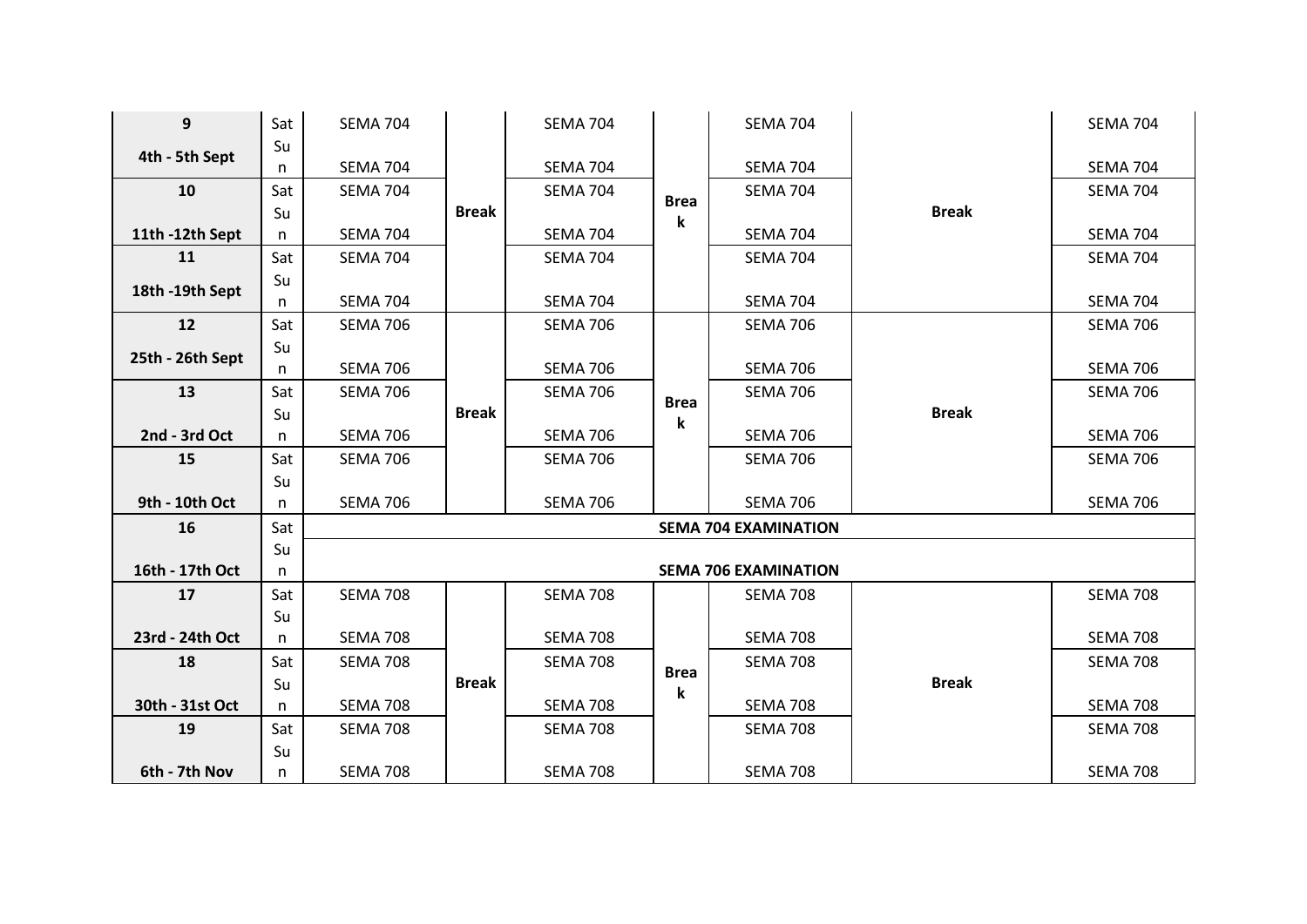| | | | | | | | | |
|---|---|---|---|---|---|---|---|---|
| 9 | Sat | SEMA 704 | | SEMA 704 | | SEMA 704 | | SEMA 704 |
| 4th - 5th Sept | Sun | SEMA 704 | | SEMA 704 | | SEMA 704 | | SEMA 704 |
| 10 | Sat | SEMA 704 | **Break** | SEMA 704 | **Break** | SEMA 704 | **Break** | SEMA 704 |
| 11th -12th Sept | Sun | SEMA 704 | | SEMA 704 | | SEMA 704 | | SEMA 704 |
| 11 | Sat | SEMA 704 | | SEMA 704 | | SEMA 704 | | SEMA 704 |
| 18th -19th Sept | Sun | SEMA 704 | | SEMA 704 | | SEMA 704 | | SEMA 704 |
| 12 | Sat | SEMA 706 | | SEMA 706 | | SEMA 706 | | SEMA 706 |
| 25th - 26th Sept | Sun | SEMA 706 | | SEMA 706 | | SEMA 706 | | SEMA 706 |
| 13 | Sat | SEMA 706 | **Break** | SEMA 706 | **Break** | SEMA 706 | **Break** | SEMA 706 |
| 2nd - 3rd Oct | Sun | SEMA 706 | | SEMA 706 | | SEMA 706 | | SEMA 706 |
| 15 | Sat | SEMA 706 | | SEMA 706 | | SEMA 706 | | SEMA 706 |
| 9th - 10th Oct | Sun | SEMA 706 | | SEMA 706 | | SEMA 706 | | SEMA 706 |
| 16 | Sat | **SEMA 704 EXAMINATION** | | | | | | |
| 16th - 17th Oct | Sun | **SEMA 706 EXAMINATION** | | | | | | |
| 17 | Sat | SEMA 708 | | SEMA 708 | | SEMA 708 | | SEMA 708 |
| 23rd - 24th Oct | Sun | SEMA 708 | | SEMA 708 | | SEMA 708 | | SEMA 708 |
| 18 | Sat | SEMA 708 | **Break** | SEMA 708 | **Break** | SEMA 708 | **Break** | SEMA 708 |
| 30th - 31st Oct | Sun | SEMA 708 | | SEMA 708 | | SEMA 708 | | SEMA 708 |
| 19 | Sat | SEMA 708 | | SEMA 708 | | SEMA 708 | | SEMA 708 |
| 6th - 7th Nov | Sun | SEMA 708 | | SEMA 708 | | SEMA 708 | | SEMA 708 |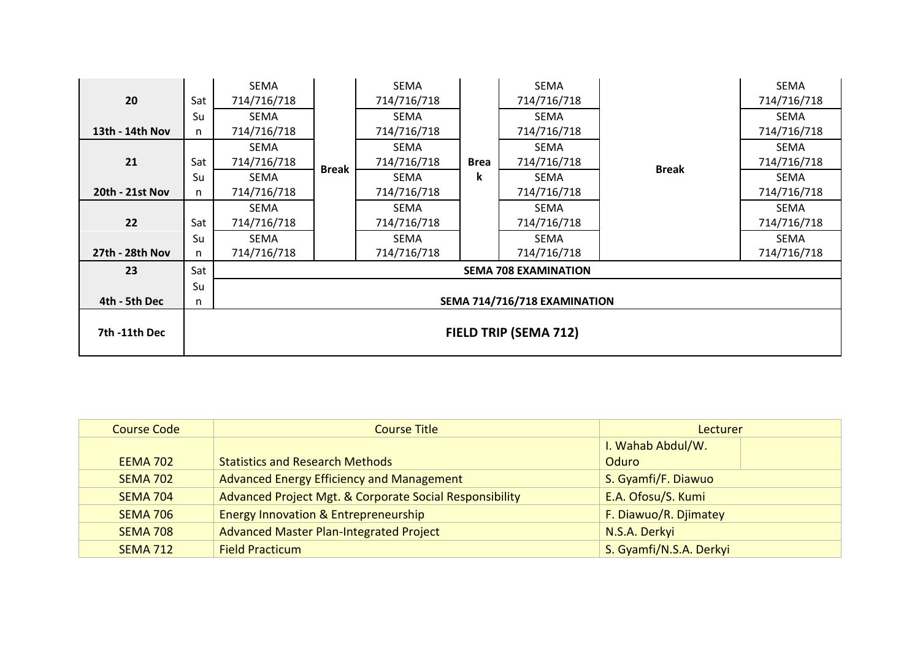| | | | | | | | | |
|---|---|---|---|---|---|---|---|---|
| 20<br>13th - 14th Nov | Sat | SEMA 714/716/718 | Break | SEMA 714/716/718 | Break | SEMA 714/716/718 | Break | SEMA 714/716/718 |
| | Sun | SEMA 714/716/718 | | SEMA 714/716/718 | | SEMA 714/716/718 | | SEMA 714/716/718 |
| 21<br>20th - 21st Nov | Sat | SEMA 714/716/718 | | SEMA 714/716/718 | | SEMA 714/716/718 | | SEMA 714/716/718 |
| | Sun | SEMA 714/716/718 | | SEMA 714/716/718 | | SEMA 714/716/718 | | SEMA 714/716/718 |
| 22<br>27th - 28th Nov | Sat | SEMA 714/716/718 | | SEMA 714/716/718 | | SEMA 714/716/718 | | SEMA 714/716/718 |
| | Sun | SEMA 714/716/718 | | SEMA 714/716/718 | | SEMA 714/716/718 | | SEMA 714/716/718 |
| 23<br>4th - 5th Dec | Sat | **SEMA 708 EXAMINATION** | | | | | | |
| | Sun | **SEMA 714/716/718 EXAMINATION** | | | | | | |
| 7th -11th Dec | | **FIELD TRIP (SEMA 712)** | | | | | | |

| Course Code | Course Title | Lecturer |
|---|---|---|
| EEMA 702 | Statistics and Research Methods | I. Wahab Abdul/W. Oduro |
| SEMA 702 | Advanced Energy Efficiency and Management | S. Gyamfi/F. Diawuo |
| SEMA 704 | Advanced Project Mgt. & Corporate Social Responsibility | E.A. Ofosu/S. Kumi |
| SEMA 706 | Energy Innovation & Entrepreneurship | F. Diawuo/R. Djimatey |
| SEMA 708 | Advanced Master Plan-Integrated Project | N.S.A. Derkyi |
| SEMA 712 | Field Practicum | S. Gyamfi/N.S.A. Derkyi |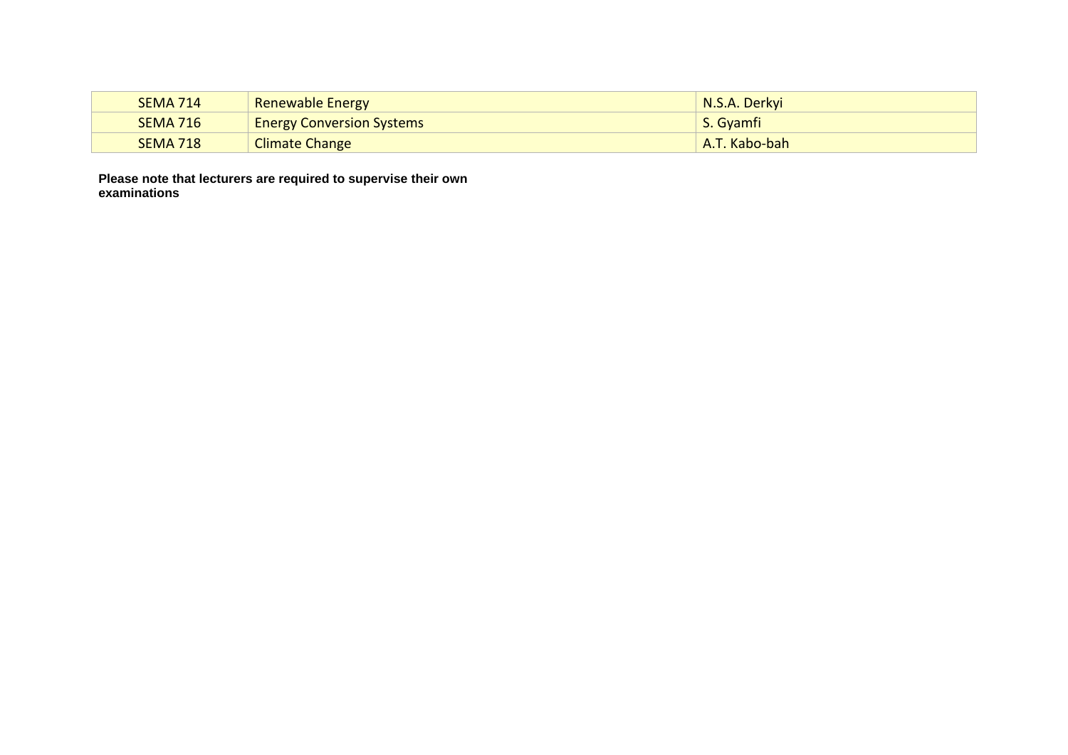| | | |
|---|---|---|
| SEMA 714 | Renewable Energy | N.S.A. Derkyi |
| SEMA 716 | Energy Conversion Systems | S. Gyamfi |
| SEMA 718 | Climate Change | A.T. Kabo-bah |

**Please note that lecturers are required to supervise their own examinations**